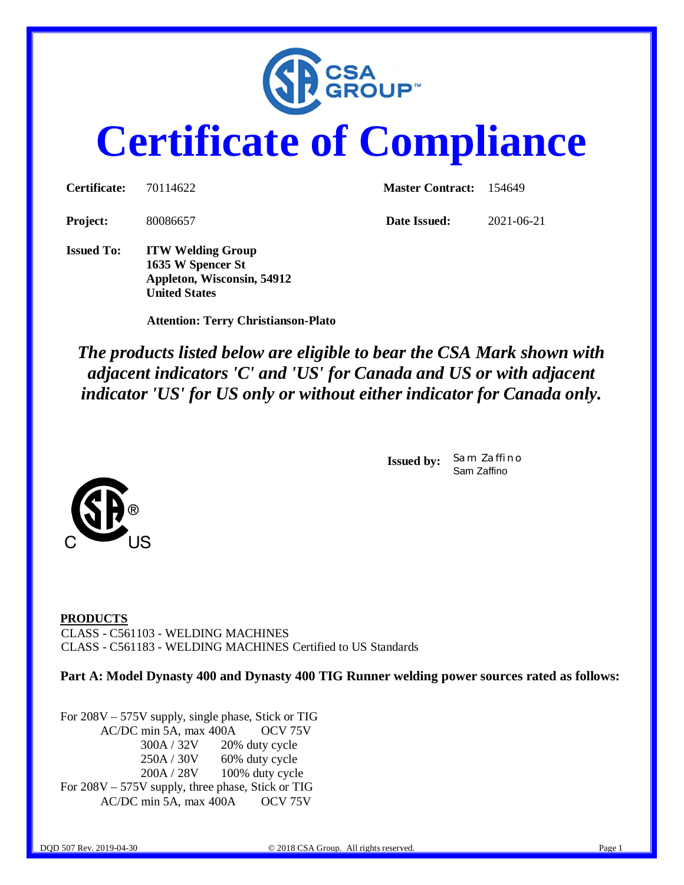# Certificate of Compliance

**Certificate:** 70114622 **Master Contract:** 154649

**Project:** 80086657 **Date Issued:** 2021-06-21

**Issued To:** **ITW Welding Group**
**1635 W Spencer St**
**Appleton, Wisconsin, 54912**
**United States**

**Attention: Terry Christianson-Plato**

***The products listed below are eligible to bear the CSA Mark shown with adjacent indicators 'C' and 'US' for Canada and US or with adjacent indicator 'US' for US only or without either indicator for Canada only.***

**Issued by:** Sam Zaffino
Sam Zaffino

**PRODUCTS**

CLASS - C561103 - WELDING MACHINES
CLASS - C561183 - WELDING MACHINES Certified to US Standards

**Part A: Model Dynasty 400 and Dynasty 400 TIG Runner welding power sources rated as follows:**

For 208V – 575V supply, single phase, Stick or TIG
AC/DC min 5A, max 400A OCV 75V
300A / 32V 20% duty cycle
250A / 30V 60% duty cycle
200A / 28V 100% duty cycle

For 208V – 575V supply, three phase, Stick or TIG
AC/DC min 5A, max 400A OCV 75V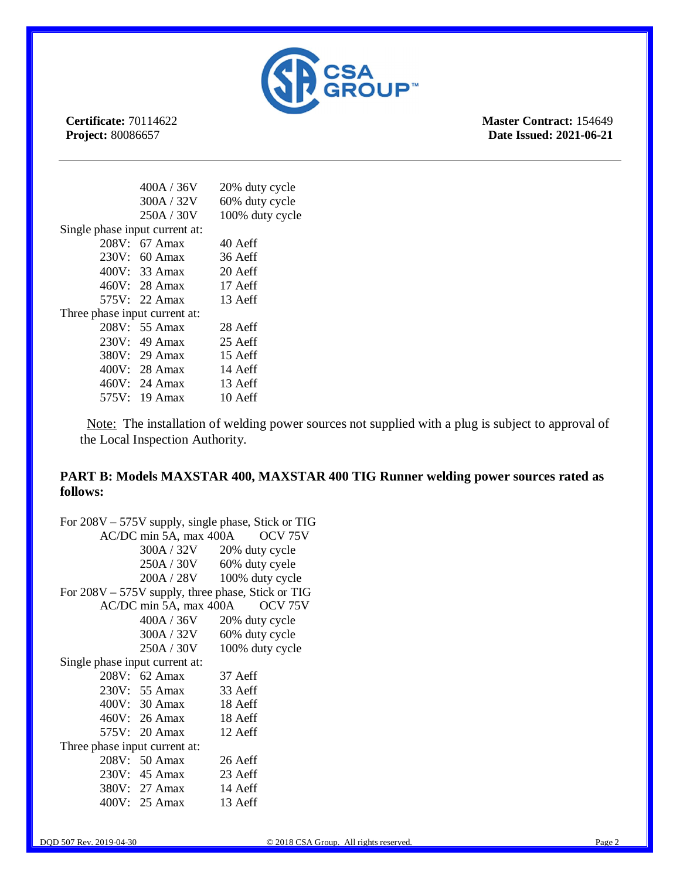**Certificate:** 70114622
**Project:** 80086657

**Master Contract:** 154649
**Date Issued: 2021-06-21**

---

| | |
|---|---|
| 400A / 36V | 20% duty cycle |
| 300A / 32V | 60% duty cycle |
| 250A / 30V | 100% duty cycle |

Single phase input current at:

| | | |
|---|---|---|
| 208V: | 67 Amax | 40 Aeff |
| 230V: | 60 Amax | 36 Aeff |
| 400V: | 33 Amax | 20 Aeff |
| 460V: | 28 Amax | 17 Aeff |
| 575V: | 22 Amax | 13 Aeff |

Three phase input current at:

| | | |
|---|---|---|
| 208V: | 55 Amax | 28 Aeff |
| 230V: | 49 Amax | 25 Aeff |
| 380V: | 29 Amax | 15 Aeff |
| 400V: | 28 Amax | 14 Aeff |
| 460V: | 24 Amax | 13 Aeff |
| 575V: | 19 Amax | 10 Aeff |

Note: The installation of welding power sources not supplied with a plug is subject to approval of the Local Inspection Authority.

**PART B: Models MAXSTAR 400, MAXSTAR 400 TIG Runner welding power sources rated as follows:**

For 208V – 575V supply, single phase, Stick or TIG
AC/DC min 5A, max 400A OCV 75V

| | |
|---|---|
| 300A / 32V | 20% duty cycle |
| 250A / 30V | 60% duty cyele |
| 200A / 28V | 100% duty cycle |

For 208V – 575V supply, three phase, Stick or TIG
AC/DC min 5A, max 400A OCV 75V

| | |
|---|---|
| 400A / 36V | 20% duty cycle |
| 300A / 32V | 60% duty cycle |
| 250A / 30V | 100% duty cycle |

Single phase input current at:

| | | |
|---|---|---|
| 208V: | 62 Amax | 37 Aeff |
| 230V: | 55 Amax | 33 Aeff |
| 400V: | 30 Amax | 18 Aeff |
| 460V: | 26 Amax | 18 Aeff |
| 575V: | 20 Amax | 12 Aeff |

Three phase input current at:

| | | |
|---|---|---|
| 208V: | 50 Amax | 26 Aeff |
| 230V: | 45 Amax | 23 Aeff |
| 380V: | 27 Amax | 14 Aeff |
| 400V: | 25 Amax | 13 Aeff |

DQD 507 Rev. 2019-04-30 © 2018 CSA Group. All rights reserved.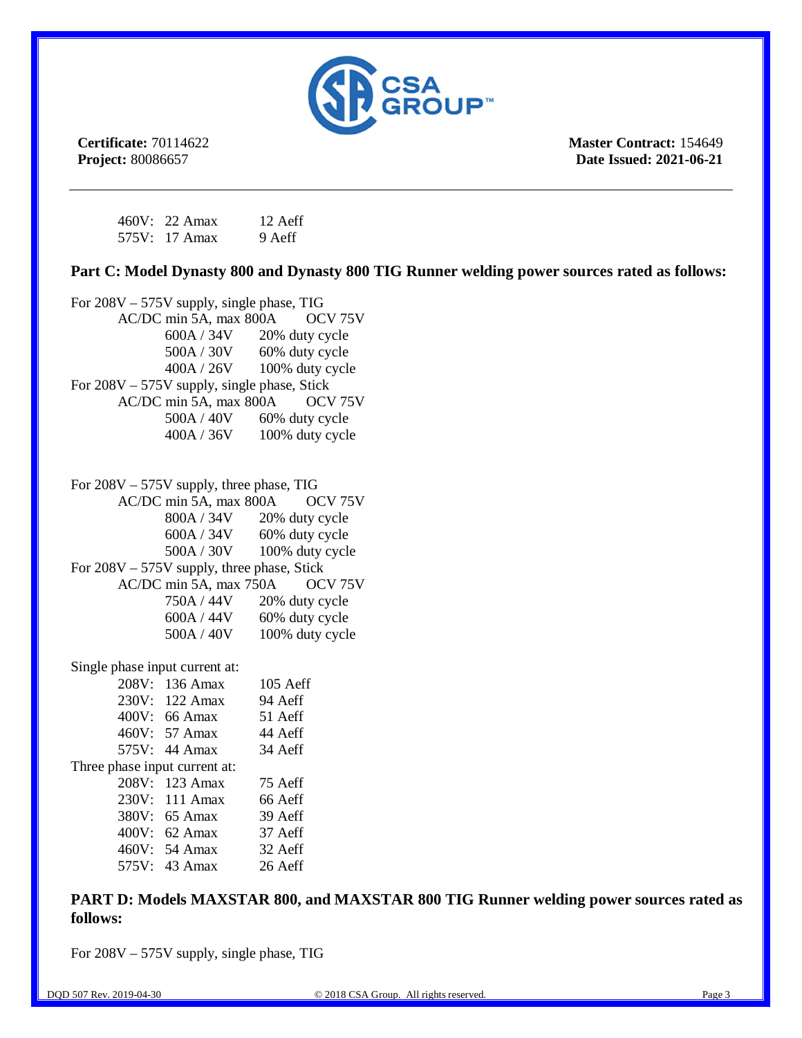**Certificate:** 70114622
**Project:** 80086657

**Master Contract:** 154649
**Date Issued: 2021-06-21**

---

460V: 22 Amax 12 Aeff
575V: 17 Amax 9 Aeff

**Part C: Model Dynasty 800 and Dynasty 800 TIG Runner welding power sources rated as follows:**

For 208V – 575V supply, single phase, TIG
AC/DC min 5A, max 800A OCV 75V
600A / 34V 20% duty cycle
500A / 30V 60% duty cycle
400A / 26V 100% duty cycle

For 208V – 575V supply, single phase, Stick
AC/DC min 5A, max 800A OCV 75V
500A / 40V 60% duty cycle
400A / 36V 100% duty cycle

For 208V – 575V supply, three phase, TIG
AC/DC min 5A, max 800A OCV 75V
800A / 34V 20% duty cycle
600A / 34V 60% duty cycle
500A / 30V 100% duty cycle

For 208V – 575V supply, three phase, Stick
AC/DC min 5A, max 750A OCV 75V
750A / 44V 20% duty cycle
600A / 44V 60% duty cycle
500A / 40V 100% duty cycle

Single phase input current at:
208V: 136 Amax 105 Aeff
230V: 122 Amax 94 Aeff
400V: 66 Amax 51 Aeff
460V: 57 Amax 44 Aeff
575V: 44 Amax 34 Aeff

Three phase input current at:
208V: 123 Amax 75 Aeff
230V: 111 Amax 66 Aeff
380V: 65 Amax 39 Aeff
400V: 62 Amax 37 Aeff
460V: 54 Amax 32 Aeff
575V: 43 Amax 26 Aeff

**PART D: Models MAXSTAR 800, and MAXSTAR 800 TIG Runner welding power sources rated as follows:**

For 208V – 575V supply, single phase, TIG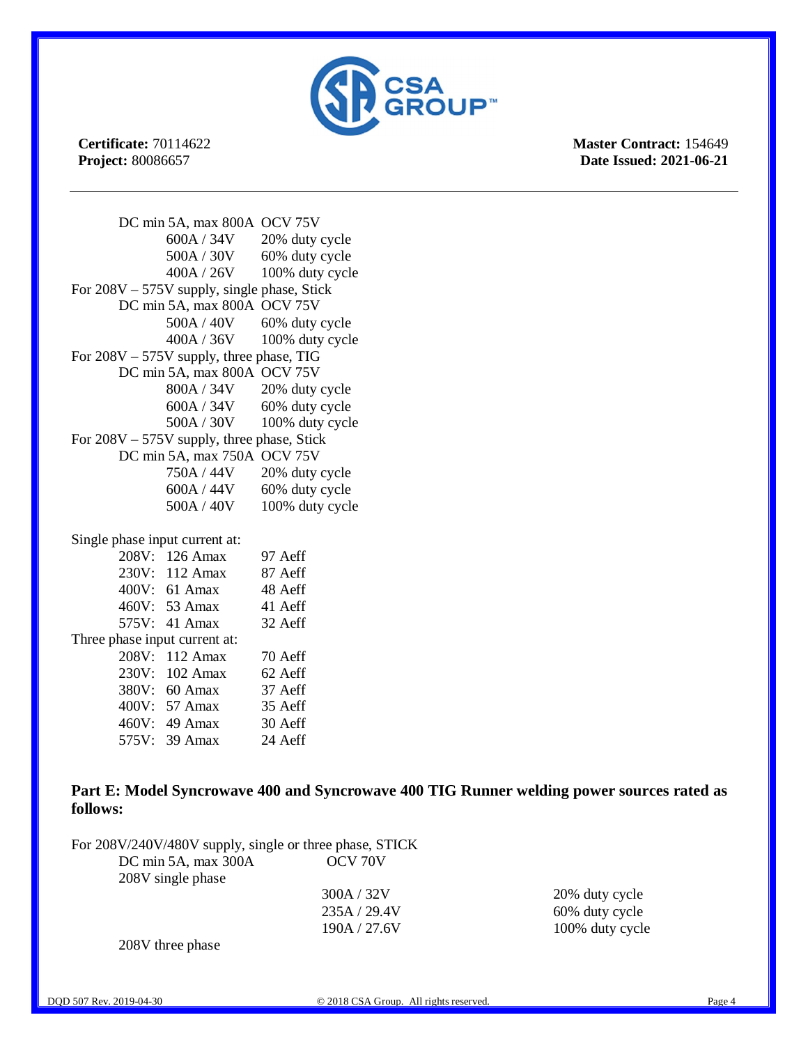**Certificate:** 70114622
**Project:** 80086657

**Master Contract:** 154649
**Date Issued: 2021-06-21**

DC min 5A, max 800A OCV 75V

| | |
|---|---|
| 600A / 34V | 20% duty cycle |
| 500A / 30V | 60% duty cycle |
| 400A / 26V | 100% duty cycle |

For 208V – 575V supply, single phase, Stick

DC min 5A, max 800A OCV 75V

| | |
|---|---|
| 500A / 40V | 60% duty cycle |
| 400A / 36V | 100% duty cycle |

For 208V – 575V supply, three phase, TIG

DC min 5A, max 800A OCV 75V

| | |
|---|---|
| 800A / 34V | 20% duty cycle |
| 600A / 34V | 60% duty cycle |
| 500A / 30V | 100% duty cycle |

For 208V – 575V supply, three phase, Stick

DC min 5A, max 750A OCV 75V

| | |
|---|---|
| 750A / 44V | 20% duty cycle |
| 600A / 44V | 60% duty cycle |
| 500A / 40V | 100% duty cycle |

Single phase input current at:

| | | |
|---|---|---|
| 208V: | 126 Amax | 97 Aeff |
| 230V: | 112 Amax | 87 Aeff |
| 400V: | 61 Amax | 48 Aeff |
| 460V: | 53 Amax | 41 Aeff |
| 575V: | 41 Amax | 32 Aeff |

Three phase input current at:

| | | |
|---|---|---|
| 208V: | 112 Amax | 70 Aeff |
| 230V: | 102 Amax | 62 Aeff |
| 380V: | 60 Amax | 37 Aeff |
| 400V: | 57 Amax | 35 Aeff |
| 460V: | 49 Amax | 30 Aeff |
| 575V: | 39 Amax | 24 Aeff |

**Part E: Model Syncrowave 400 and Syncrowave 400 TIG Runner welding power sources rated as follows:**

For 208V/240V/480V supply, single or three phase, STICK

DC min 5A, max 300A OCV 70V

208V single phase

| | |
|---|---|
| 300A / 32V | 20% duty cycle |
| 235A / 29.4V | 60% duty cycle |
| 190A / 27.6V | 100% duty cycle |

208V three phase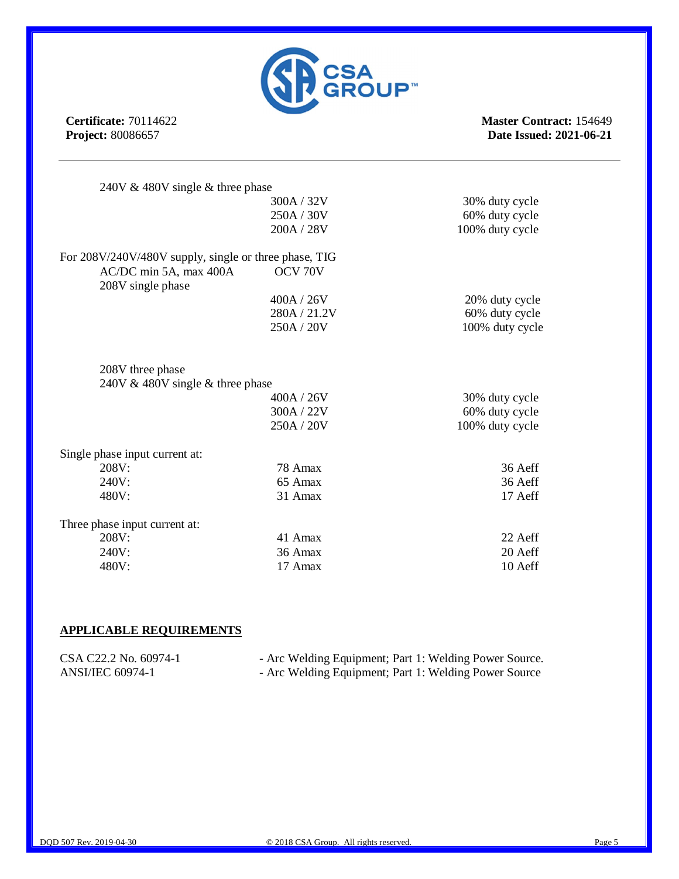**Certificate:** 70114622
**Project:** 80086657

**Master Contract:** 154649
**Date Issued: 2021-06-21**

---

240V & 480V single & three phase

| | | |
|---|---|---|
| | 300A / 32V | 30% duty cycle |
| | 250A / 30V | 60% duty cycle |
| | 200A / 28V | 100% duty cycle |

For 208V/240V/480V supply, single or three phase, TIG

AC/DC min 5A, max 400A OCV 70V

208V single phase

| | | |
|---|---|---|
| | 400A / 26V | 20% duty cycle |
| | 280A / 21.2V | 60% duty cycle |
| | 250A / 20V | 100% duty cycle |

208V three phase

240V & 480V single & three phase

| | | |
|---|---|---|
| | 400A / 26V | 30% duty cycle |
| | 300A / 22V | 60% duty cycle |
| | 250A / 20V | 100% duty cycle |

Single phase input current at:

| | | |
|---|---|---|
| 208V: | 78 Amax | 36 Aeff |
| 240V: | 65 Amax | 36 Aeff |
| 480V: | 31 Amax | 17 Aeff |

Three phase input current at:

| | | |
|---|---|---|
| 208V: | 41 Amax | 22 Aeff |
| 240V: | 36 Amax | 20 Aeff |
| 480V: | 17 Amax | 10 Aeff |

## APPLICABLE REQUIREMENTS

| | |
|---|---|
| CSA C22.2 No. 60974-1 | - Arc Welding Equipment; Part 1: Welding Power Source. |
| ANSI/IEC 60974-1 | - Arc Welding Equipment; Part 1: Welding Power Source |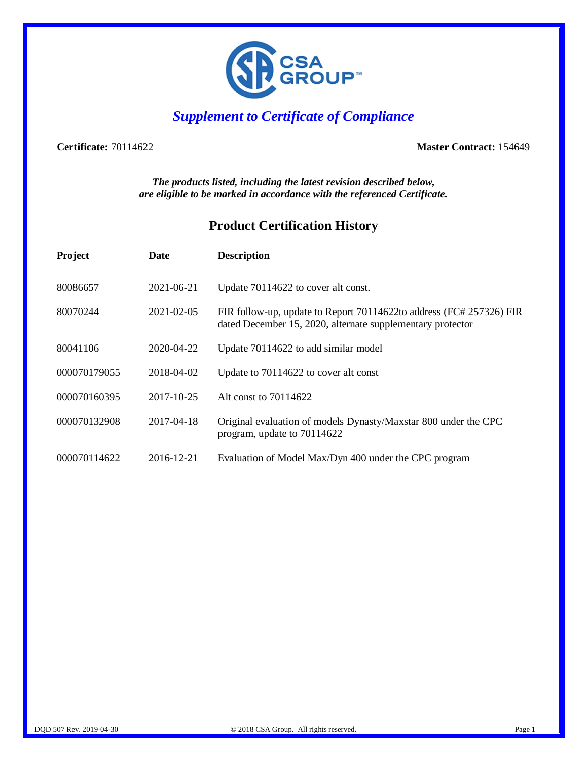CSA GROUP™

# *Supplement to Certificate of Compliance*

**Certificate:** 70114622 **Master Contract:** 154649

***The products listed, including the latest revision described below, are eligible to be marked in accordance with the referenced Certificate.***

## Product Certification History

| Project | Date | Description |
|---|---|---|
| 80086657 | 2021-06-21 | Update 70114622 to cover alt const. |
| 80070244 | 2021-02-05 | FIR follow-up, update to Report 70114622to address (FC# 257326) FIR dated December 15, 2020, alternate supplementary protector |
| 80041106 | 2020-04-22 | Update 70114622 to add similar model |
| 000070179055 | 2018-04-02 | Update to 70114622 to cover alt const |
| 000070160395 | 2017-10-25 | Alt const to 70114622 |
| 000070132908 | 2017-04-18 | Original evaluation of models Dynasty/Maxstar 800 under the CPC program, update to 70114622 |
| 000070114622 | 2016-12-21 | Evaluation of Model Max/Dyn 400 under the CPC program |

DQD 507 Rev. 2019-04-30 © 2018 CSA Group. All rights reserved.